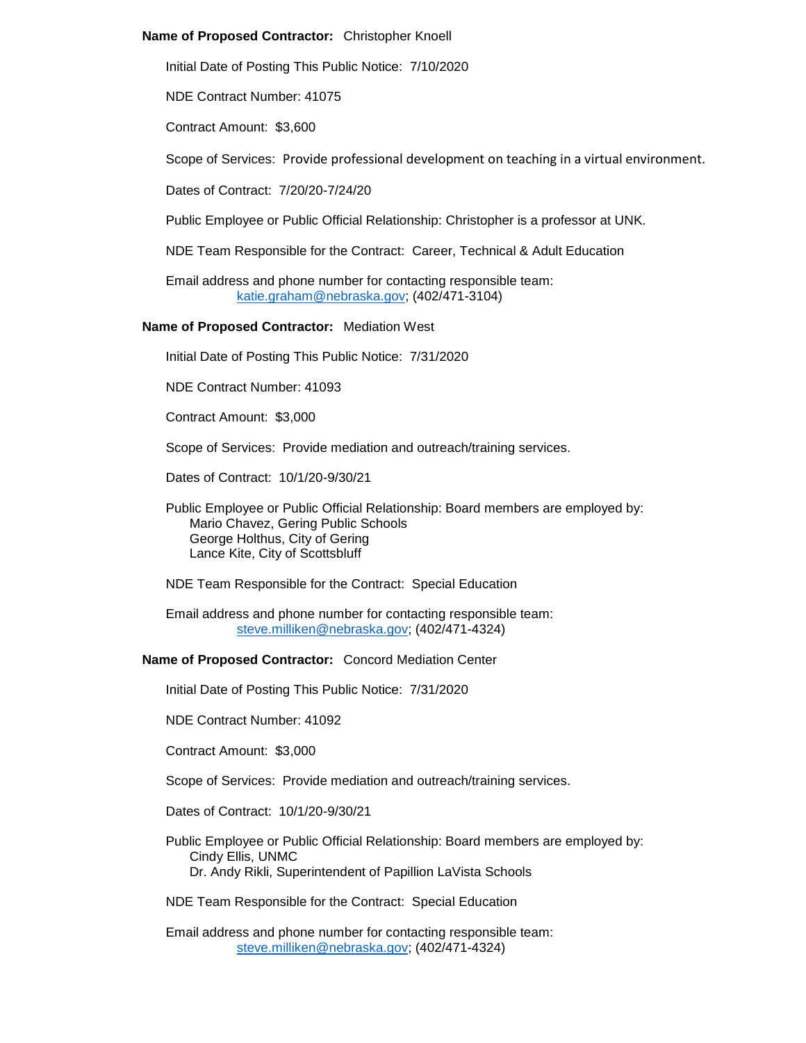**Name of Proposed Contractor:** Christopher Knoell

Initial Date of Posting This Public Notice: 7/10/2020

NDE Contract Number: 41075

Contract Amount: $3,600

Scope of Services: Provide professional development on teaching in a virtual environment.

Dates of Contract: 7/20/20-7/24/20

Public Employee or Public Official Relationship: Christopher is a professor at UNK.

NDE Team Responsible for the Contract: Career, Technical & Adult Education

Email address and phone number for contacting responsible team:
katie.graham@nebraska.gov; (402/471-3104)

**Name of Proposed Contractor:** Mediation West

Initial Date of Posting This Public Notice: 7/31/2020

NDE Contract Number: 41093

Contract Amount: $3,000

Scope of Services: Provide mediation and outreach/training services.

Dates of Contract: 10/1/20-9/30/21

Public Employee or Public Official Relationship: Board members are employed by:
Mario Chavez, Gering Public Schools
George Holthus, City of Gering
Lance Kite, City of Scottsbluff

NDE Team Responsible for the Contract: Special Education

Email address and phone number for contacting responsible team:
steve.milliken@nebraska.gov; (402/471-4324)

**Name of Proposed Contractor:** Concord Mediation Center

Initial Date of Posting This Public Notice: 7/31/2020

NDE Contract Number: 41092

Contract Amount: $3,000

Scope of Services: Provide mediation and outreach/training services.

Dates of Contract: 10/1/20-9/30/21

Public Employee or Public Official Relationship: Board members are employed by:
Cindy Ellis, UNMC
Dr. Andy Rikli, Superintendent of Papillion LaVista Schools

NDE Team Responsible for the Contract: Special Education

Email address and phone number for contacting responsible team:
steve.milliken@nebraska.gov; (402/471-4324)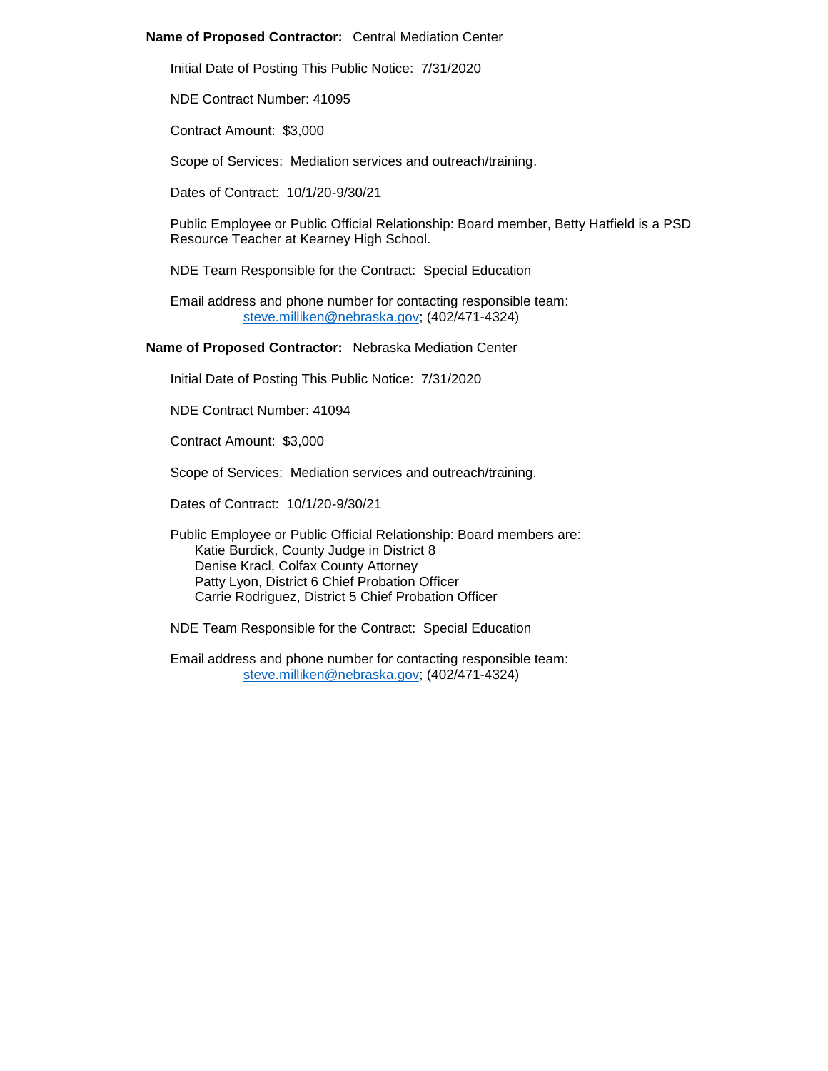**Name of Proposed Contractor:** Central Mediation Center

Initial Date of Posting This Public Notice: 7/31/2020

NDE Contract Number: 41095

Contract Amount: $3,000

Scope of Services: Mediation services and outreach/training.

Dates of Contract: 10/1/20-9/30/21

Public Employee or Public Official Relationship: Board member, Betty Hatfield is a PSD Resource Teacher at Kearney High School.

NDE Team Responsible for the Contract: Special Education

Email address and phone number for contacting responsible team:
steve.milliken@nebraska.gov; (402/471-4324)

**Name of Proposed Contractor:** Nebraska Mediation Center

Initial Date of Posting This Public Notice: 7/31/2020

NDE Contract Number: 41094

Contract Amount: $3,000

Scope of Services: Mediation services and outreach/training.

Dates of Contract: 10/1/20-9/30/21

Public Employee or Public Official Relationship: Board members are:
Katie Burdick, County Judge in District 8
Denise Kracl, Colfax County Attorney
Patty Lyon, District 6 Chief Probation Officer
Carrie Rodriguez, District 5 Chief Probation Officer

NDE Team Responsible for the Contract: Special Education

Email address and phone number for contacting responsible team:
steve.milliken@nebraska.gov; (402/471-4324)